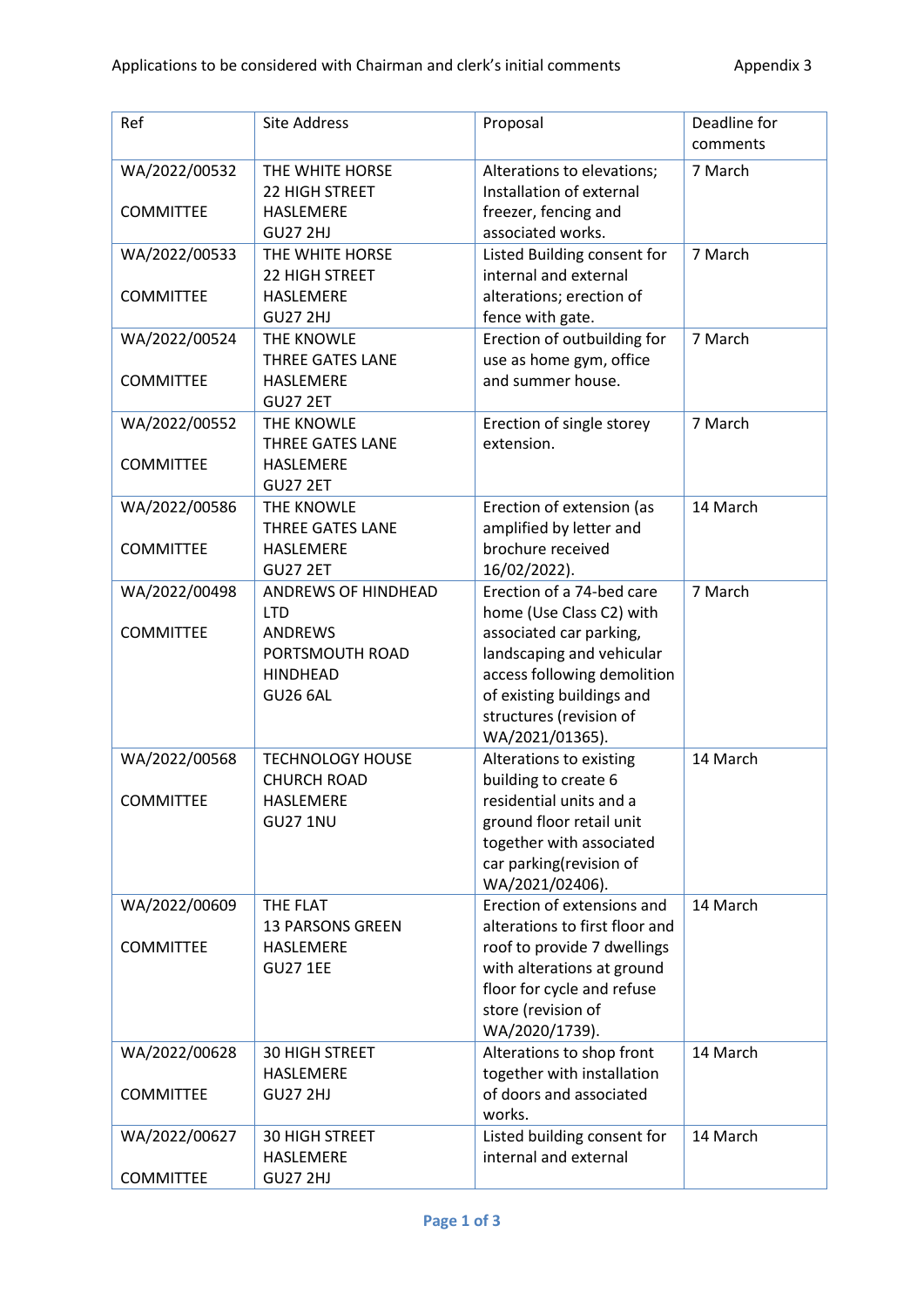Applications to be considered with Chairman and clerk's initial comments — Appendix 3

| Ref | Site Address | Proposal | Deadline for comments |
| --- | --- | --- | --- |
| WA/2022/00532<br><br>COMMITTEE | THE WHITE HORSE<br>22 HIGH STREET<br>HASLEMERE<br>GU27 2HJ | Alterations to elevations; Installation of external freezer, fencing and associated works. | 7 March |
| WA/2022/00533<br><br>COMMITTEE | THE WHITE HORSE<br>22 HIGH STREET<br>HASLEMERE<br>GU27 2HJ | Listed Building consent for internal and external alterations; erection of fence with gate. | 7 March |
| WA/2022/00524<br><br>COMMITTEE | THE KNOWLE<br>THREE GATES LANE<br>HASLEMERE<br>GU27 2ET | Erection of outbuilding for use as home gym, office and summer house. | 7 March |
| WA/2022/00552<br><br>COMMITTEE | THE KNOWLE<br>THREE GATES LANE<br>HASLEMERE<br>GU27 2ET | Erection of single storey extension. | 7 March |
| WA/2022/00586<br><br>COMMITTEE | THE KNOWLE<br>THREE GATES LANE<br>HASLEMERE<br>GU27 2ET | Erection of extension (as amplified by letter and brochure received 16/02/2022). | 14 March |
| WA/2022/00498<br><br>COMMITTEE | ANDREWS OF HINDHEAD LTD<br>ANDREWS<br>PORTSMOUTH ROAD<br>HINDHEAD<br>GU26 6AL | Erection of a 74-bed care home (Use Class C2) with associated car parking, landscaping and vehicular access following demolition of existing buildings and structures (revision of WA/2021/01365). | 7 March |
| WA/2022/00568<br><br>COMMITTEE | TECHNOLOGY HOUSE<br>CHURCH ROAD<br>HASLEMERE<br>GU27 1NU | Alterations to existing building to create 6 residential units and a ground floor retail unit together with associated car parking(revision of WA/2021/02406). | 14 March |
| WA/2022/00609<br><br>COMMITTEE | THE FLAT<br>13 PARSONS GREEN<br>HASLEMERE<br>GU27 1EE | Erection of extensions and alterations to first floor and roof to provide 7 dwellings with alterations at ground floor for cycle and refuse store (revision of WA/2020/1739). | 14 March |
| WA/2022/00628<br><br>COMMITTEE | 30 HIGH STREET<br>HASLEMERE<br>GU27 2HJ | Alterations to shop front together with installation of doors and associated works. | 14 March |
| WA/2022/00627<br><br>COMMITTEE | 30 HIGH STREET<br>HASLEMERE<br>GU27 2HJ | Listed building consent for internal and external | 14 March |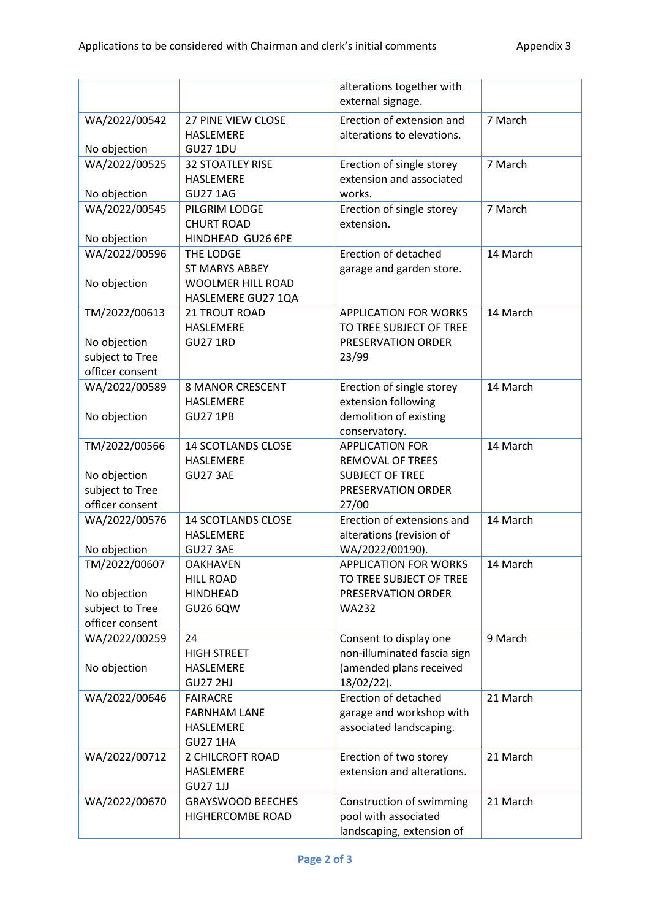| | | | |
|---|---|---|---|
| | | alterations together with external signage. | |
| WA/2022/00542<br><br>No objection | 27 PINE VIEW CLOSE<br>HASLEMERE<br>GU27 1DU | Erection of extension and alterations to elevations. | 7 March |
| WA/2022/00525<br><br>No objection | 32 STOATLEY RISE<br>HASLEMERE<br>GU27 1AG | Erection of single storey extension and associated works. | 7 March |
| WA/2022/00545<br><br>No objection | PILGRIM LODGE<br>CHURT ROAD<br>HINDHEAD GU26 6PE | Erection of single storey extension. | 7 March |
| WA/2022/00596<br><br>No objection | THE LODGE<br>ST MARYS ABBEY<br>WOOLMER HILL ROAD<br>HASLEMERE GU27 1QA | Erection of detached garage and garden store. | 14 March |
| TM/2022/00613<br><br>No objection subject to Tree officer consent | 21 TROUT ROAD<br>HASLEMERE<br>GU27 1RD | APPLICATION FOR WORKS TO TREE SUBJECT OF TREE PRESERVATION ORDER 23/99 | 14 March |
| WA/2022/00589<br><br>No objection | 8 MANOR CRESCENT<br>HASLEMERE<br>GU27 1PB | Erection of single storey extension following demolition of existing conservatory. | 14 March |
| TM/2022/00566<br><br>No objection subject to Tree officer consent | 14 SCOTLANDS CLOSE<br>HASLEMERE<br>GU27 3AE | APPLICATION FOR REMOVAL OF TREES SUBJECT OF TREE PRESERVATION ORDER 27/00 | 14 March |
| WA/2022/00576<br><br>No objection | 14 SCOTLANDS CLOSE<br>HASLEMERE<br>GU27 3AE | Erection of extensions and alterations (revision of WA/2022/00190). | 14 March |
| TM/2022/00607<br><br>No objection subject to Tree officer consent | OAKHAVEN<br>HILL ROAD<br>HINDHEAD<br>GU26 6QW | APPLICATION FOR WORKS TO TREE SUBJECT OF TREE PRESERVATION ORDER WA232 | 14 March |
| WA/2022/00259<br><br>No objection | 24<br>HIGH STREET<br>HASLEMERE<br>GU27 2HJ | Consent to display one non-illuminated fascia sign (amended plans received 18/02/22). | 9 March |
| WA/2022/00646 | FAIRACRE<br>FARNHAM LANE<br>HASLEMERE<br>GU27 1HA | Erection of detached garage and workshop with associated landscaping. | 21 March |
| WA/2022/00712 | 2 CHILCROFT ROAD<br>HASLEMERE<br>GU27 1JJ | Erection of two storey extension and alterations. | 21 March |
| WA/2022/00670 | GRAYSWOOD BEECHES<br>HIGHERCOMBE ROAD | Construction of swimming pool with associated landscaping, extension of | 21 March |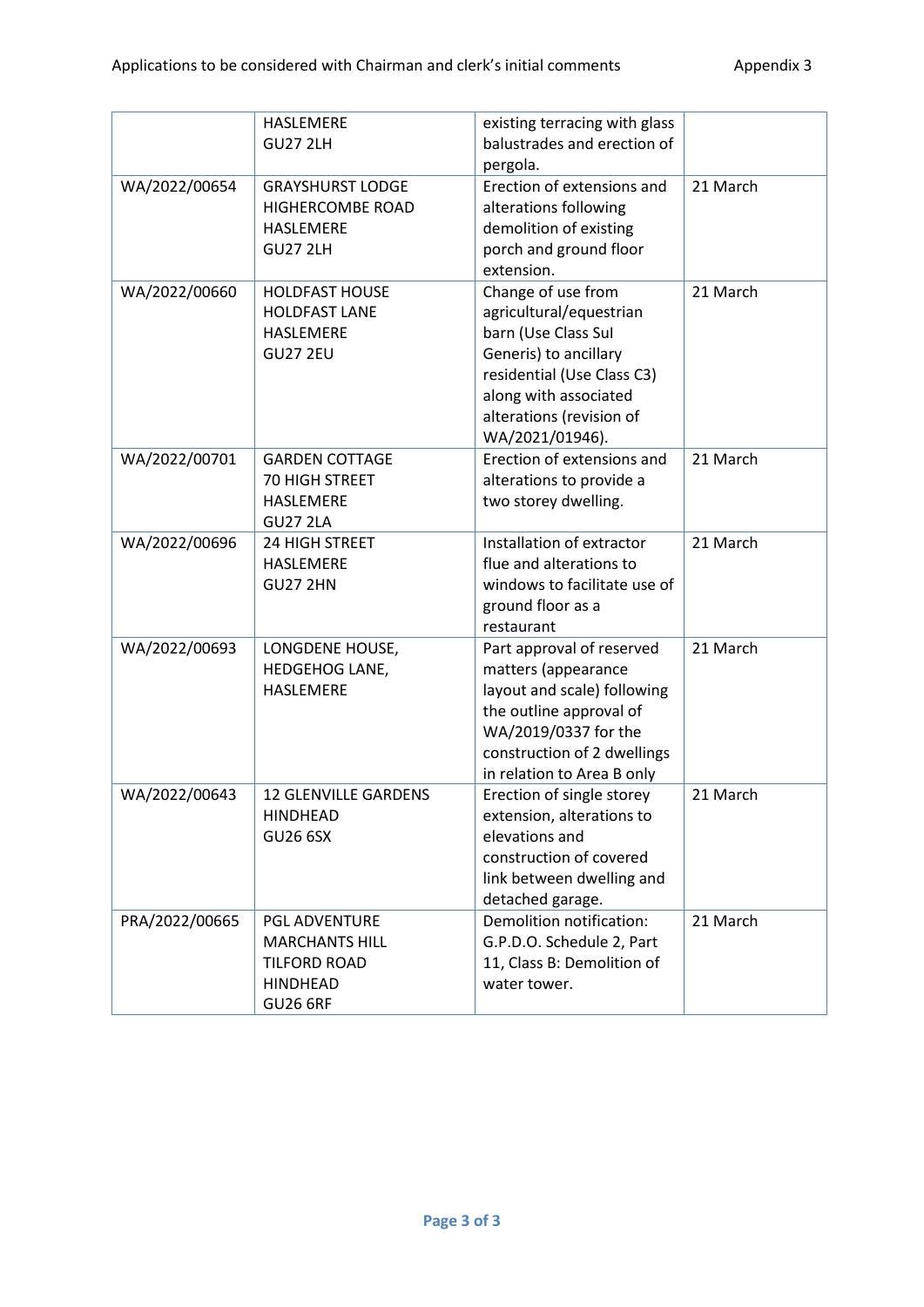| | | | |
|---|---|---|---|
| | HASLEMERE GU27 2LH | existing terracing with glass balustrades and erection of pergola. | |
| WA/2022/00654 | GRAYSHURST LODGE HIGHERCOMBE ROAD HASLEMERE GU27 2LH | Erection of extensions and alterations following demolition of existing porch and ground floor extension. | 21 March |
| WA/2022/00660 | HOLDFAST HOUSE HOLDFAST LANE HASLEMERE GU27 2EU | Change of use from agricultural/equestrian barn (Use Class Sul Generis) to ancillary residential (Use Class C3) along with associated alterations (revision of WA/2021/01946). | 21 March |
| WA/2022/00701 | GARDEN COTTAGE 70 HIGH STREET HASLEMERE GU27 2LA | Erection of extensions and alterations to provide a two storey dwelling. | 21 March |
| WA/2022/00696 | 24 HIGH STREET HASLEMERE GU27 2HN | Installation of extractor flue and alterations to windows to facilitate use of ground floor as a restaurant | 21 March |
| WA/2022/00693 | LONGDENE HOUSE, HEDGEHOG LANE, HASLEMERE | Part approval of reserved matters (appearance layout and scale) following the outline approval of WA/2019/0337 for the construction of 2 dwellings in relation to Area B only | 21 March |
| WA/2022/00643 | 12 GLENVILLE GARDENS HINDHEAD GU26 6SX | Erection of single storey extension, alterations to elevations and construction of covered link between dwelling and detached garage. | 21 March |
| PRA/2022/00665 | PGL ADVENTURE MARCHANTS HILL TILFORD ROAD HINDHEAD GU26 6RF | Demolition notification: G.P.D.O. Schedule 2, Part 11, Class B: Demolition of water tower. | 21 March |